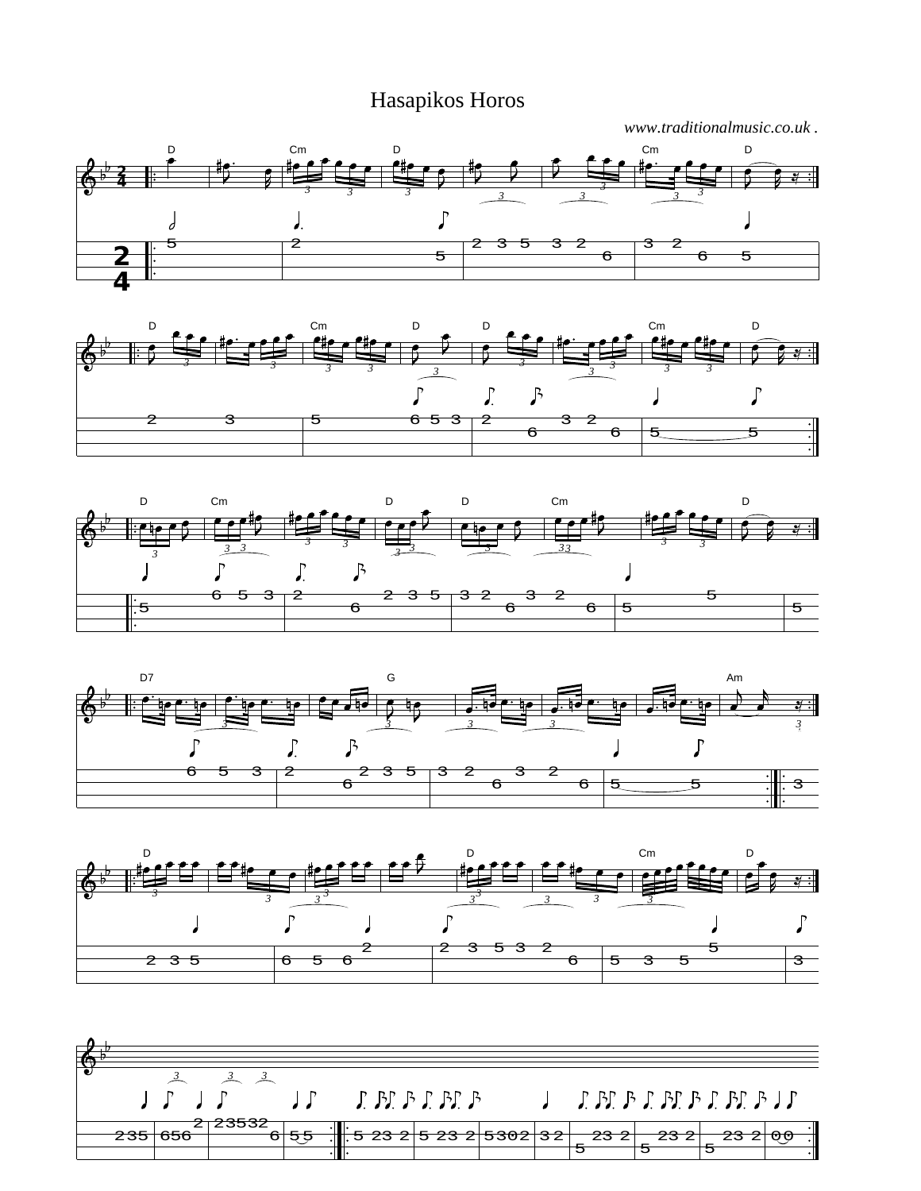# Hasapikos Horos

*www.traditionalmusic.co.uk .*